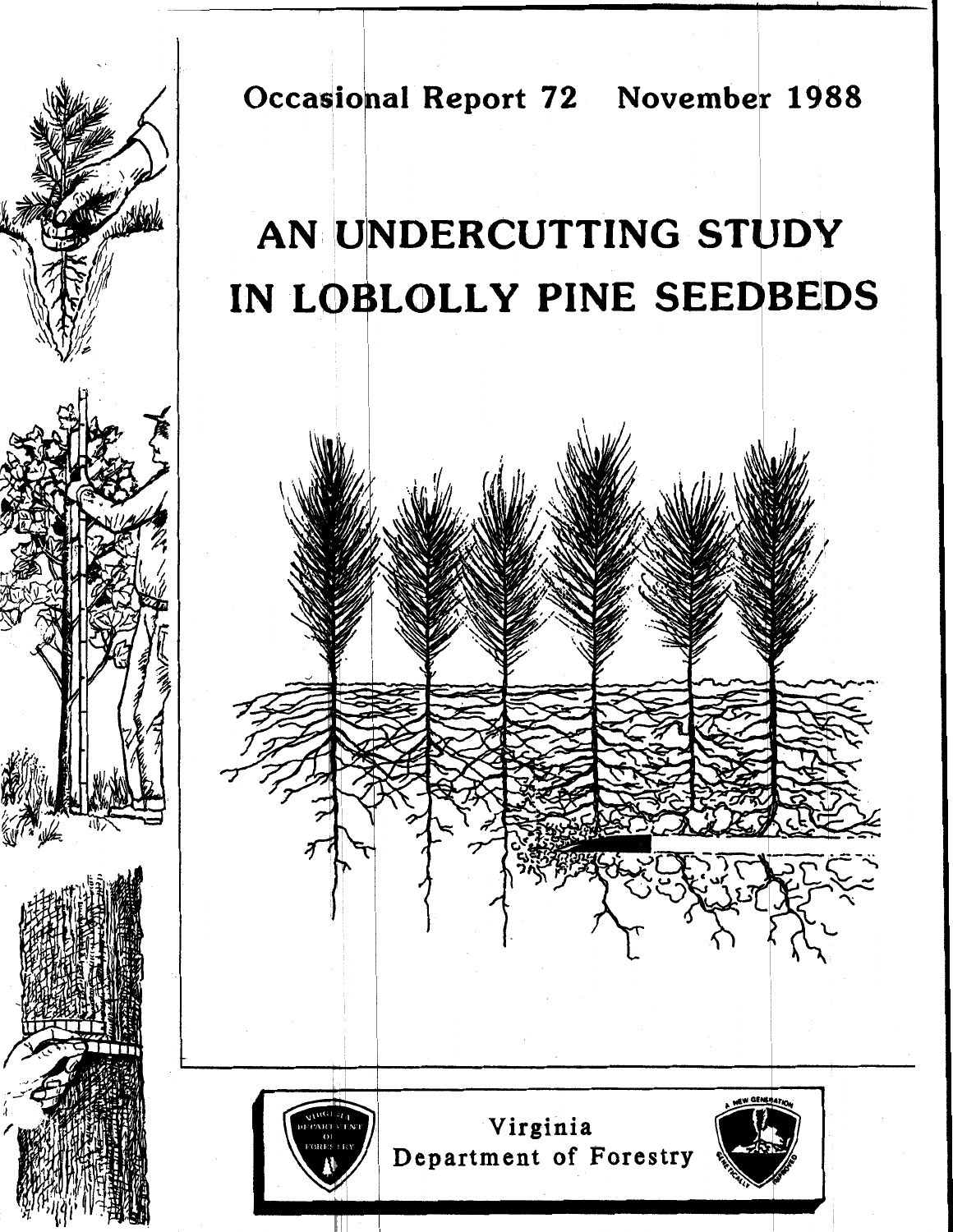Occasional Report 72 November 1988

# AN UNDERCUTTING STUDY IN LOBLOLLY PINE SEEDBEDS

Virginia Department of Forestry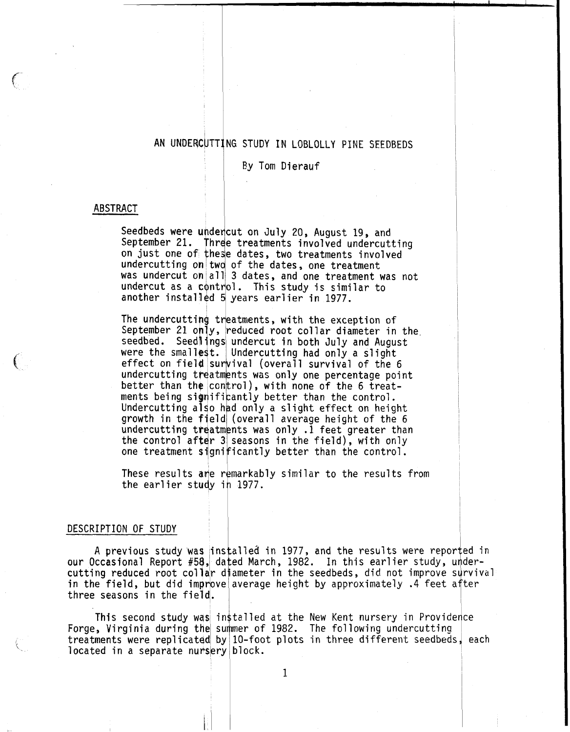# AN UNDERCUTTING STUDY IN LOBLOLLY PINE SEEDBEDS

By Tom Dierauf

## ABSTRACT

Seedbeds were undercut on July 20, August 19, and September 21. Three treatments involved undercutting on just one of these dates, two treatments involved undercutting on two of the dates, one treatment was undercut on all 3 dates, and one treatment was not undercut as a control. This study is similar to another installed 5 years earlier in 1977.

The undercutting treatments, with the exception of September 21 only, reduced root collar diameter in the seedbed. Seedlings undercut in both July and August were the smallest. Undercutting had only a slight effect on field survival (overall survival of the 6 undercutting treatments was only one percentage point better than the control), with none of the 6 treatments being significantly better than the control. Undercutting also had only a slight effect on height growth in the field (overall average height of the 6 undercutting treatments was only .1 feet greater than the control after 3 seasons in the field), with only one treatment significantly better than the control.

These results are remarkably similar to the results from the earlier study in 1977.

## DESCRIPTION OF STUDY

A previous study was installed in 1977, and the results were reported in our Occasional Report #58, dated March, 1982. In this earlier study, undercutting reduced root collar diameter in the seedbeds, did not improve survival in the field, but did improve average height by approximately .4 feet after three seasons in the field.

This second study was installed at the New Kent nursery in Providence Forge, Virginia during the summer of 1982. The following undercutting treatments were replicated by 10-foot plots in three different seedbeds, each located in a separate nursery block.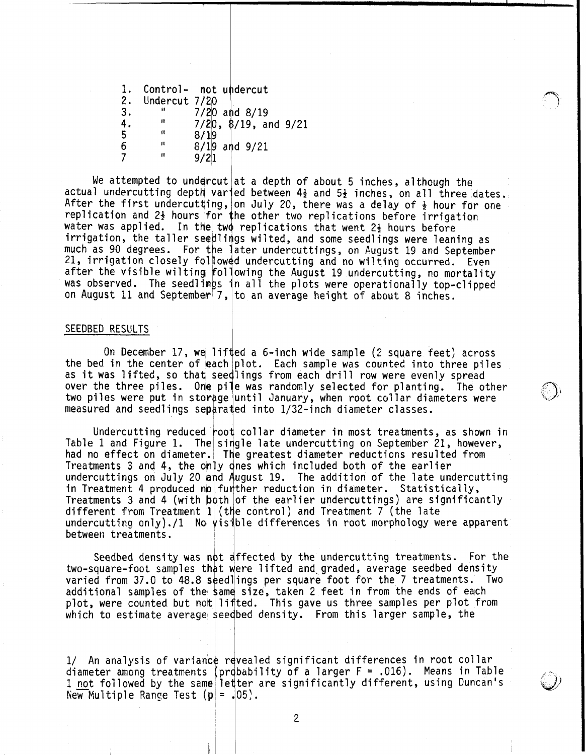1. Control- not undercut
2. Undercut 7/20
3. " 7/20 and 8/19
4. " 7/20, 8/19, and 9/21
5. " 8/19
6. " 8/19 and 9/21
7. " 9/21

We attempted to undercut at a depth of about 5 inches, although the actual undercutting depth varied between 4½ and 5½ inches, on all three dates. After the first undercutting, on July 20, there was a delay of ½ hour for one replication and 2½ hours for the other two replications before irrigation water was applied. In the two replications that went 2½ hours before irrigation, the taller seedlings wilted, and some seedlings were leaning as much as 90 degrees. For the later undercuttings, on August 19 and September 21, irrigation closely followed undercutting and no wilting occurred. Even after the visible wilting following the August 19 undercutting, no mortality was observed. The seedlings in all the plots were operationally top-clipped on August 11 and September 7, to an average height of about 8 inches.

## SEEDBED RESULTS

On December 17, we lifted a 6-inch wide sample (2 square feet) across the bed in the center of each plot. Each sample was counted into three piles as it was lifted, so that seedlings from each drill row were evenly spread over the three piles. One pile was randomly selected for planting. The other two piles were put in storage until January, when root collar diameters were measured and seedlings separated into 1/32-inch diameter classes.

Undercutting reduced root collar diameter in most treatments, as shown in Table 1 and Figure 1. The single late undercutting on September 21, however, had no effect on diameter. The greatest diameter reductions resulted from Treatments 3 and 4, the only ones which included both of the earlier undercuttings on July 20 and August 19. The addition of the late undercutting in Treatment 4 produced no further reduction in diameter. Statistically, Treatments 3 and 4 (with both of the earlier undercuttings) are significantly different from Treatment 1 (the control) and Treatment 7 (the late undercutting only)./1 No visible differences in root morphology were apparent between treatments.

Seedbed density was not affected by the undercutting treatments. For the two-square-foot samples that were lifted and graded, average seedbed density varied from 37.0 to 48.8 seedlings per square foot for the 7 treatments. Two additional samples of the same size, taken 2 feet in from the ends of each plot, were counted but not lifted. This gave us three samples per plot from which to estimate average seedbed density. From this larger sample, the

1/ An analysis of variance revealed significant differences in root collar diameter among treatments (probability of a larger F = .016). Means in Table 1 not followed by the same letter are significantly different, using Duncan's New Multiple Range Test (p = .05).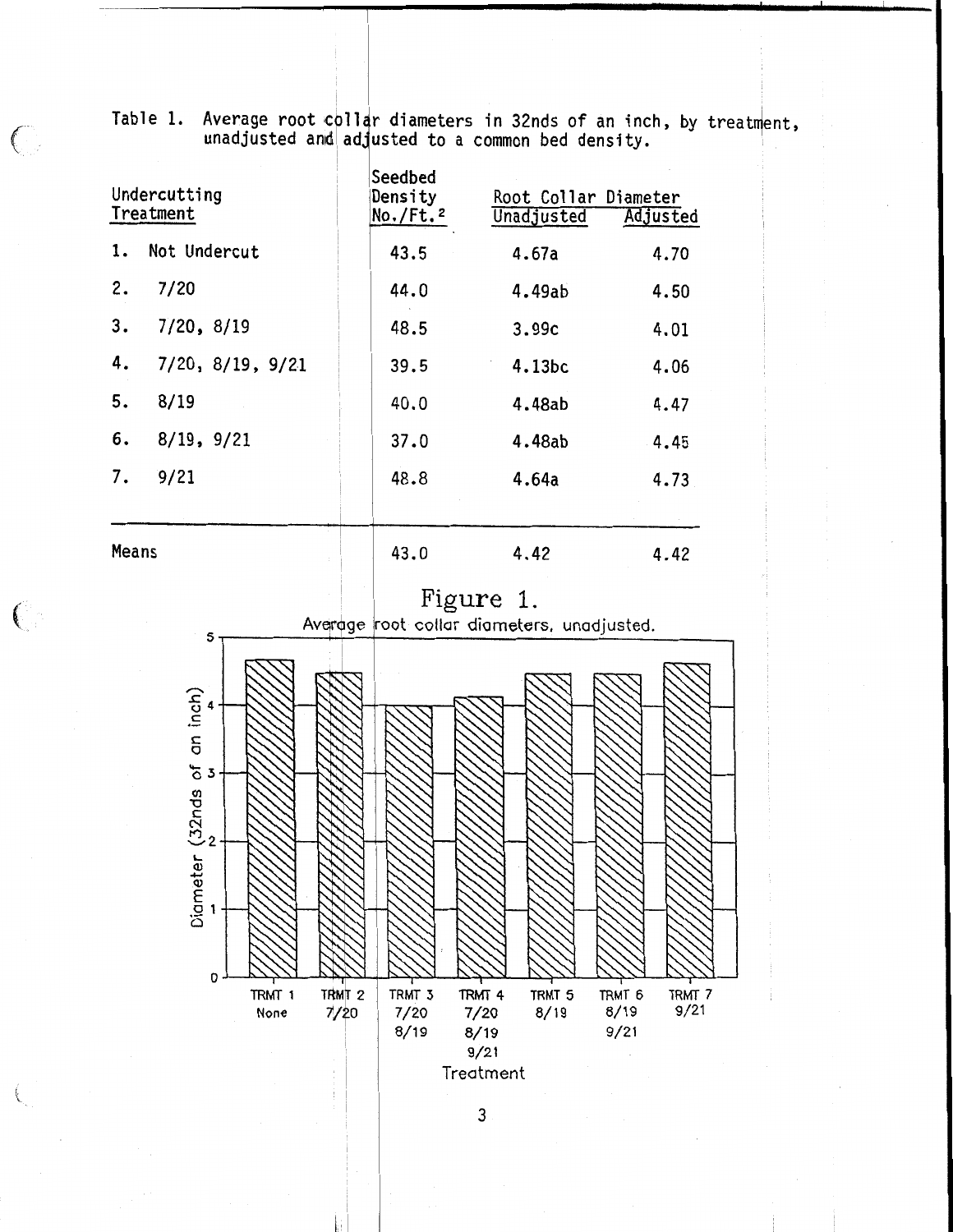Table 1. Average root collar diameters in 32nds of an inch, by treatment, unadjusted and adjusted to a common bed density.

| Undercutting Treatment | Seedbed Density No./Ft.$^2$ | Root Collar Diameter Unadjusted | Root Collar Diameter Adjusted |
|---|---|---|---|
| 1. Not Undercut | 43.5 | 4.67a | 4.70 |
| 2. 7/20 | 44.0 | 4.49ab | 4.50 |
| 3. 7/20, 8/19 | 48.5 | 3.99c | 4.01 |
| 4. 7/20, 8/19, 9/21 | 39.5 | 4.13bc | 4.06 |
| 5. 8/19 | 40.0 | 4.48ab | 4.47 |
| 6. 8/19, 9/21 | 37.0 | 4.48ab | 4.45 |
| 7. 9/21 | 48.8 | 4.64a | 4.73 |
| Means | 43.0 | 4.42 | 4.42 |

Figure 1.

Average root collar diameters, unadjusted.

| Treatment | Diameter (32nds of an inch) |
|---|---|
| TRMT 1 None | 4.67 |
| TRMT 2 7/20 | 4.49 |
| TRMT 3 7/20 8/19 | 3.99 |
| TRMT 4 7/20 8/19 9/21 | 4.13 |
| TRMT 5 8/19 | 4.48 |
| TRMT 6 8/19 9/21 | 4.48 |
| TRMT 7 9/21 | 4.64 |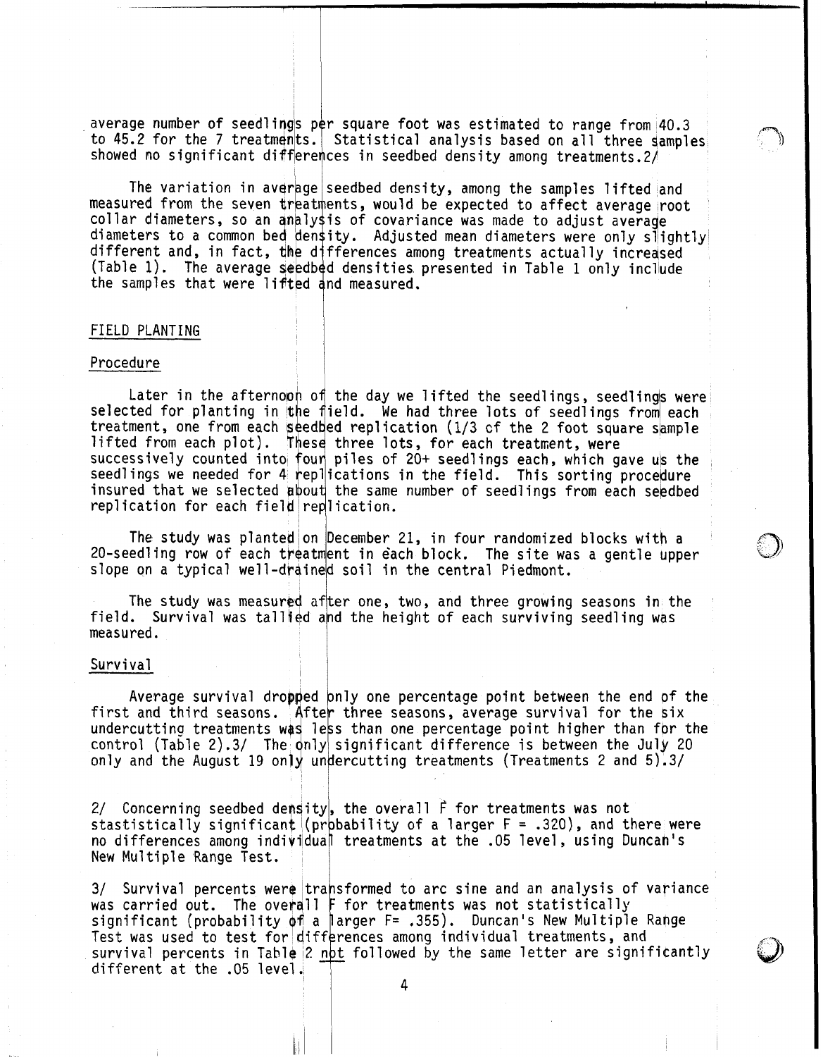average number of seedlings per square foot was estimated to range from 40.3 to 45.2 for the 7 treatments. Statistical analysis based on all three samples showed no significant differences in seedbed density among treatments.2/

The variation in average seedbed density, among the samples lifted and measured from the seven treatments, would be expected to affect average root collar diameters, so an analysis of covariance was made to adjust average diameters to a common bed density. Adjusted mean diameters were only slightly different and, in fact, the differences among treatments actually increased (Table 1). The average seedbed densities presented in Table 1 only include the samples that were lifted and measured.

## FIELD PLANTING

### Procedure

Later in the afternoon of the day we lifted the seedlings, seedlings were selected for planting in the field. We had three lots of seedlings from each treatment, one from each seedbed replication (1/3 of the 2 foot square sample lifted from each plot). These three lots, for each treatment, were successively counted into four piles of 20+ seedlings each, which gave us the seedlings we needed for 4 replications in the field. This sorting procedure insured that we selected about the same number of seedlings from each seedbed replication for each field replication.

The study was planted on December 21, in four randomized blocks with a 20-seedling row of each treatment in each block. The site was a gentle upper slope on a typical well-drained soil in the central Piedmont.

The study was measured after one, two, and three growing seasons in the field. Survival was tallied and the height of each surviving seedling was measured.

### Survival

Average survival dropped only one percentage point between the end of the first and third seasons. After three seasons, average survival for the six undercutting treatments was less than one percentage point higher than for the control (Table 2).3/ The only significant difference is between the July 20 only and the August 19 only undercutting treatments (Treatments 2 and 5).3/

2/ Concerning seedbed density, the overall F for treatments was not stastistically significant (probability of a larger F = .320), and there were no differences among individual treatments at the .05 level, using Duncan's New Multiple Range Test.

3/ Survival percents were transformed to arc sine and an analysis of variance was carried out. The overall F for treatments was not statistically significant (probability of a larger F= .355). Duncan's New Multiple Range Test was used to test for differences among individual treatments, and survival percents in Table 2 not followed by the same letter are significantly different at the .05 level.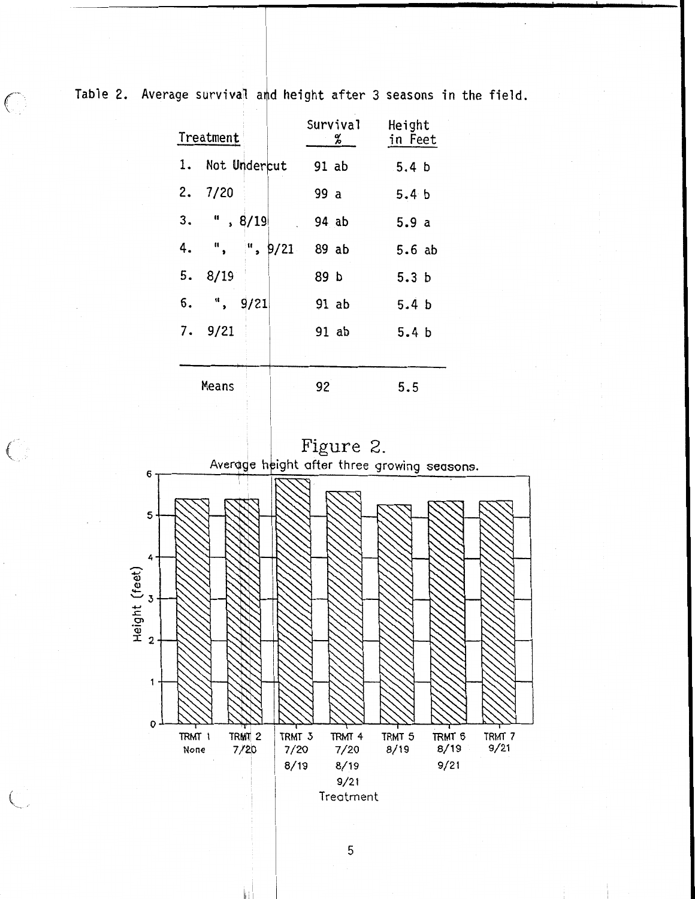Table 2. Average survival and height after 3 seasons in the field.

| Treatment | Survival % | Height in Feet |
|---|---|---|
| 1. Not Undercut | 91 ab | 5.4 b |
| 2. 7/20 | 99 a | 5.4 b |
| 3. " , 8/19 | 94 ab | 5.9 a |
| 4. ", ", 9/21 | 89 ab | 5.6 ab |
| 5. 8/19 | 89 b | 5.3 b |
| 6. ", 9/21 | 91 ab | 5.4 b |
| 7. 9/21 | 91 ab | 5.4 b |
| Means | 92 | 5.5 |

Figure 2.

Average height after three growing seasons.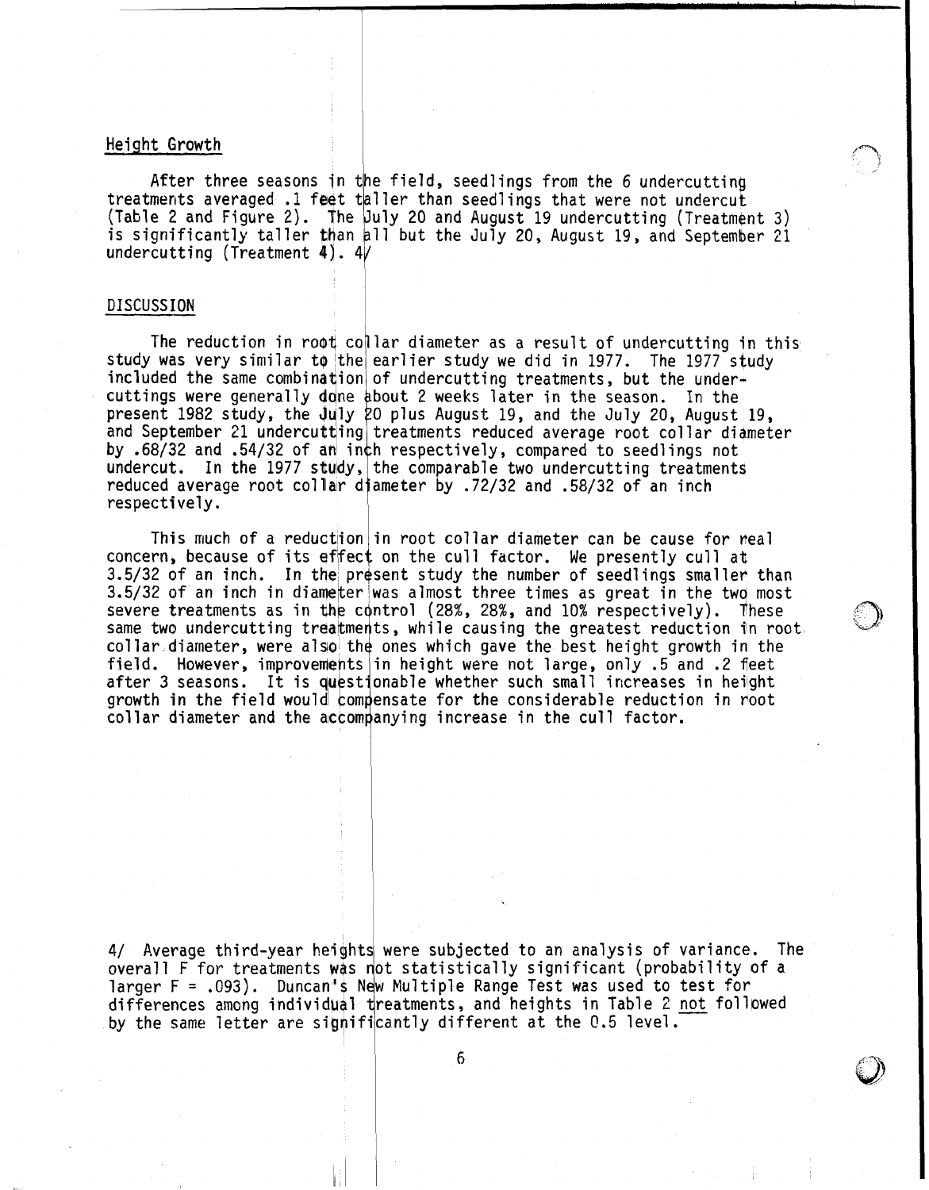## Height Growth

After three seasons in the field, seedlings from the 6 undercutting treatments averaged .1 feet taller than seedlings that were not undercut (Table 2 and Figure 2). The July 20 and August 19 undercutting (Treatment 3) is significantly taller than all but the July 20, August 19, and September 21 undercutting (Treatment 4). 4/

## DISCUSSION

The reduction in root collar diameter as a result of undercutting in this study was very similar to the earlier study we did in 1977. The 1977 study included the same combination of undercutting treatments, but the undercuttings were generally done about 2 weeks later in the season. In the present 1982 study, the July 20 plus August 19, and the July 20, August 19, and September 21 undercutting treatments reduced average root collar diameter by .68/32 and .54/32 of an inch respectively, compared to seedlings not undercut. In the 1977 study, the comparable two undercutting treatments reduced average root collar diameter by .72/32 and .58/32 of an inch respectively.

This much of a reduction in root collar diameter can be cause for real concern, because of its effect on the cull factor. We presently cull at 3.5/32 of an inch. In the present study the number of seedlings smaller than 3.5/32 of an inch in diameter was almost three times as great in the two most severe treatments as in the control (28%, 28%, and 10% respectively). These same two undercutting treatments, while causing the greatest reduction in root collar diameter, were also the ones which gave the best height growth in the field. However, improvements in height were not large, only .5 and .2 feet after 3 seasons. It is questionable whether such small increases in height growth in the field would compensate for the considerable reduction in root collar diameter and the accompanying increase in the cull factor.

4/ Average third-year heights were subjected to an analysis of variance. The overall F for treatments was not statistically significant (probability of a larger F = .093). Duncan's New Multiple Range Test was used to test for differences among individual treatments, and heights in Table 2 not followed by the same letter are significantly different at the 0.5 level.